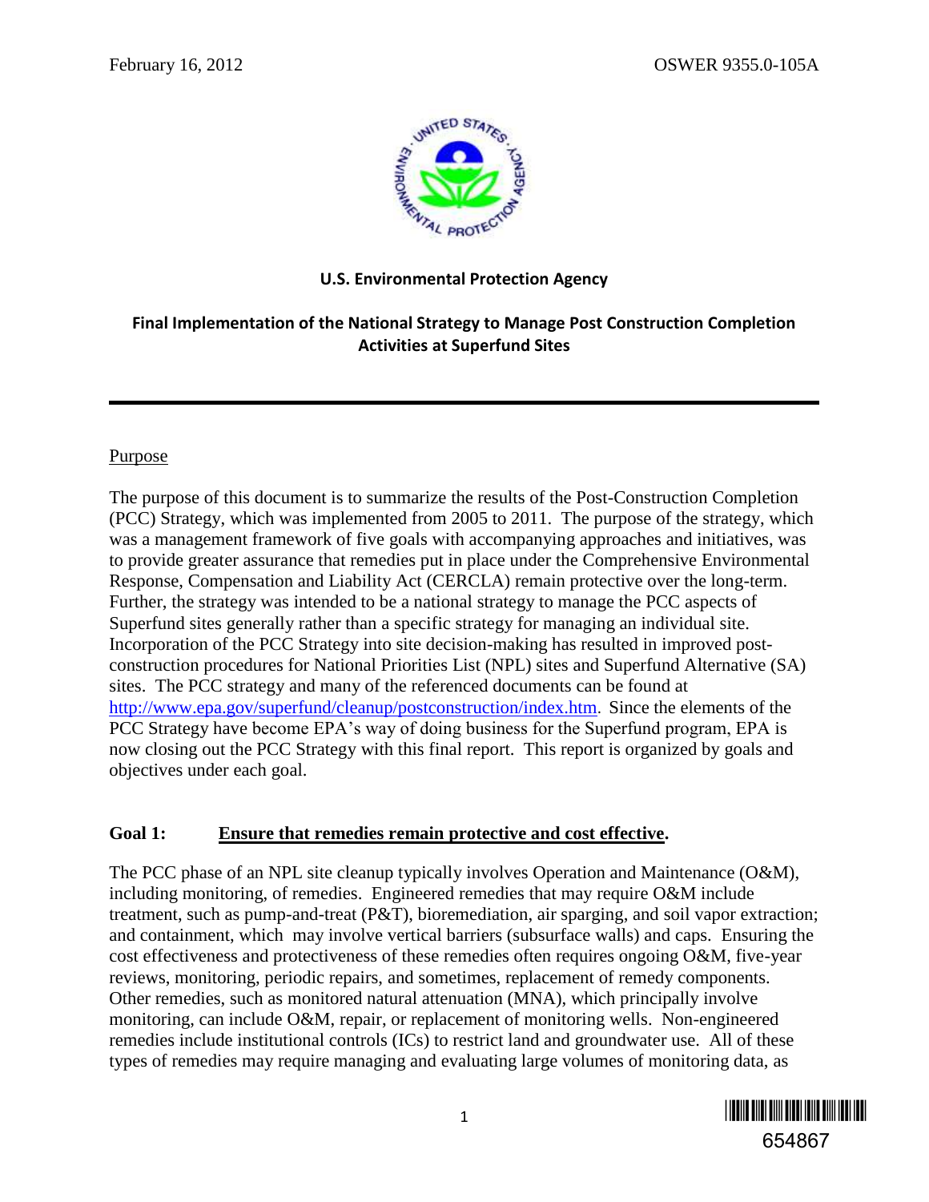February 16, 2012 OSWER 9355.0-105A

**U.S. Environmental Protection Agency**

# Final Implementation of the National Strategy to Manage Post Construction Completion Activities at Superfund Sites

## Purpose

The purpose of this document is to summarize the results of the Post-Construction Completion (PCC) Strategy, which was implemented from 2005 to 2011. The purpose of the strategy, which was a management framework of five goals with accompanying approaches and initiatives, was to provide greater assurance that remedies put in place under the Comprehensive Environmental Response, Compensation and Liability Act (CERCLA) remain protective over the long-term. Further, the strategy was intended to be a national strategy to manage the PCC aspects of Superfund sites generally rather than a specific strategy for managing an individual site. Incorporation of the PCC Strategy into site decision-making has resulted in improved post-construction procedures for National Priorities List (NPL) sites and Superfund Alternative (SA) sites. The PCC strategy and many of the referenced documents can be found at http://www.epa.gov/superfund/cleanup/postconstruction/index.htm. Since the elements of the PCC Strategy have become EPA's way of doing business for the Superfund program, EPA is now closing out the PCC Strategy with this final report. This report is organized by goals and objectives under each goal.

## Goal 1: Ensure that remedies remain protective and cost effective.

The PCC phase of an NPL site cleanup typically involves Operation and Maintenance (O&M), including monitoring, of remedies. Engineered remedies that may require O&M include treatment, such as pump-and-treat (P&T), bioremediation, air sparging, and soil vapor extraction; and containment, which may involve vertical barriers (subsurface walls) and caps. Ensuring the cost effectiveness and protectiveness of these remedies often requires ongoing O&M, five-year reviews, monitoring, periodic repairs, and sometimes, replacement of remedy components. Other remedies, such as monitored natural attenuation (MNA), which principally involve monitoring, can include O&M, repair, or replacement of monitoring wells. Non-engineered remedies include institutional controls (ICs) to restrict land and groundwater use. All of these types of remedies may require managing and evaluating large volumes of monitoring data, as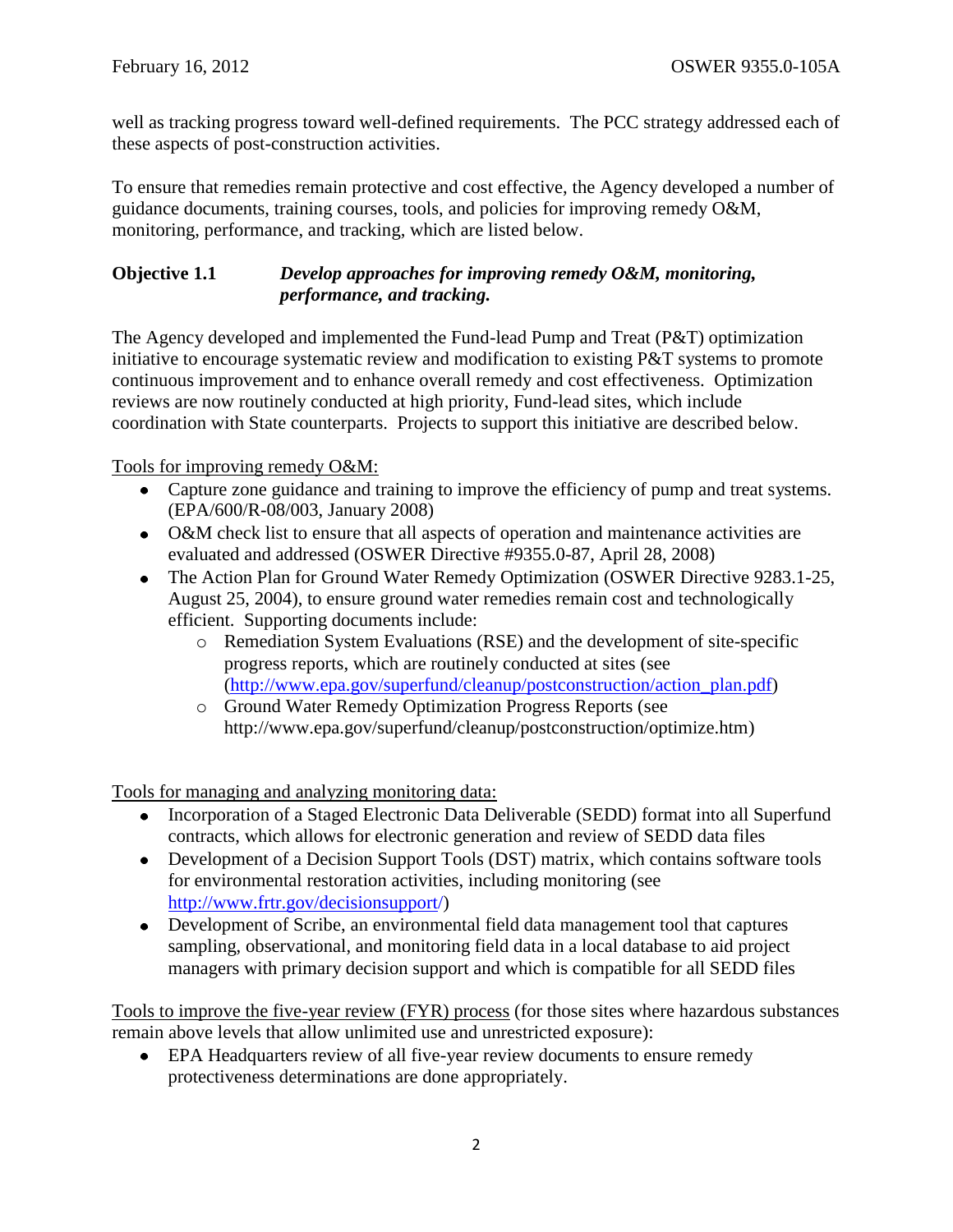well as tracking progress toward well-defined requirements. The PCC strategy addressed each of these aspects of post-construction activities.

To ensure that remedies remain protective and cost effective, the Agency developed a number of guidance documents, training courses, tools, and policies for improving remedy O&M, monitoring, performance, and tracking, which are listed below.

**Objective 1.1** ***Develop approaches for improving remedy O&M, monitoring, performance, and tracking.***

The Agency developed and implemented the Fund-lead Pump and Treat (P&T) optimization initiative to encourage systematic review and modification to existing P&T systems to promote continuous improvement and to enhance overall remedy and cost effectiveness. Optimization reviews are now routinely conducted at high priority, Fund-lead sites, which include coordination with State counterparts. Projects to support this initiative are described below.

Tools for improving remedy O&M:

- Capture zone guidance and training to improve the efficiency of pump and treat systems. (EPA/600/R-08/003, January 2008)
- O&M check list to ensure that all aspects of operation and maintenance activities are evaluated and addressed (OSWER Directive #9355.0-87, April 28, 2008)
- The Action Plan for Ground Water Remedy Optimization (OSWER Directive 9283.1-25, August 25, 2004), to ensure ground water remedies remain cost and technologically efficient. Supporting documents include:
  - Remediation System Evaluations (RSE) and the development of site-specific progress reports, which are routinely conducted at sites (see (http://www.epa.gov/superfund/cleanup/postconstruction/action_plan.pdf)
  - Ground Water Remedy Optimization Progress Reports (see http://www.epa.gov/superfund/cleanup/postconstruction/optimize.htm)

Tools for managing and analyzing monitoring data:

- Incorporation of a Staged Electronic Data Deliverable (SEDD) format into all Superfund contracts, which allows for electronic generation and review of SEDD data files
- Development of a Decision Support Tools (DST) matrix, which contains software tools for environmental restoration activities, including monitoring (see http://www.frtr.gov/decisionsupport/)
- Development of Scribe, an environmental field data management tool that captures sampling, observational, and monitoring field data in a local database to aid project managers with primary decision support and which is compatible for all SEDD files

Tools to improve the five-year review (FYR) process (for those sites where hazardous substances remain above levels that allow unlimited use and unrestricted exposure):

- EPA Headquarters review of all five-year review documents to ensure remedy protectiveness determinations are done appropriately.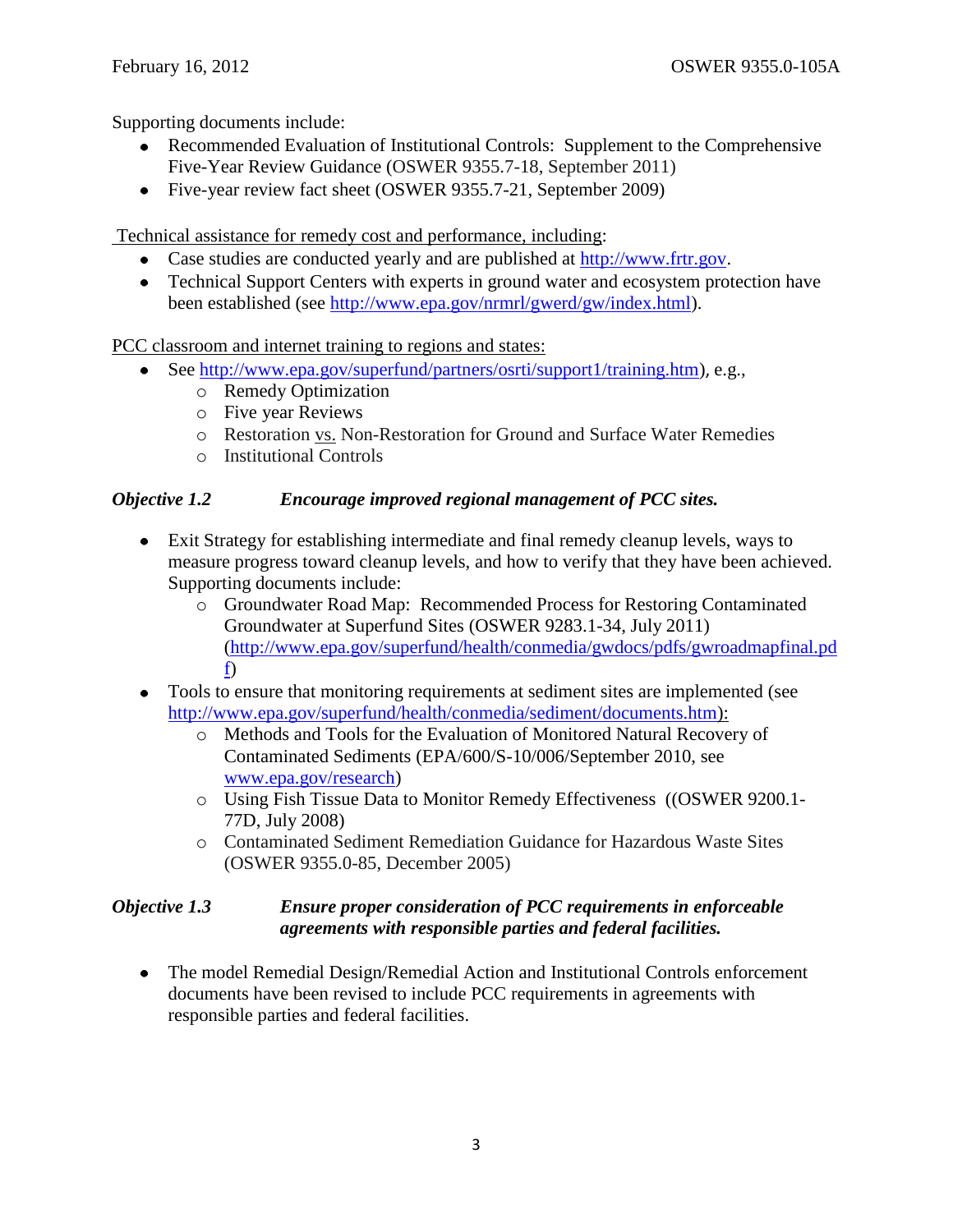Supporting documents include:

- Recommended Evaluation of Institutional Controls: Supplement to the Comprehensive Five-Year Review Guidance (OSWER 9355.7-18, September 2011)
- Five-year review fact sheet (OSWER 9355.7-21, September 2009)

Technical assistance for remedy cost and performance, including:

- Case studies are conducted yearly and are published at http://www.frtr.gov.
- Technical Support Centers with experts in ground water and ecosystem protection have been established (see http://www.epa.gov/nrmrl/gwerd/gw/index.html).

PCC classroom and internet training to regions and states:

- See http://www.epa.gov/superfund/partners/osrti/support1/training.htm), e.g.,
  - Remedy Optimization
  - Five year Reviews
  - Restoration vs. Non-Restoration for Ground and Surface Water Remedies
  - Institutional Controls

***Objective 1.2 Encourage improved regional management of PCC sites.***

- Exit Strategy for establishing intermediate and final remedy cleanup levels, ways to measure progress toward cleanup levels, and how to verify that they have been achieved. Supporting documents include:
  - Groundwater Road Map: Recommended Process for Restoring Contaminated Groundwater at Superfund Sites (OSWER 9283.1-34, July 2011) (http://www.epa.gov/superfund/health/conmedia/gwdocs/pdfs/gwroadmapfinal.pdf)
- Tools to ensure that monitoring requirements at sediment sites are implemented (see http://www.epa.gov/superfund/health/conmedia/sediment/documents.htm):
  - Methods and Tools for the Evaluation of Monitored Natural Recovery of Contaminated Sediments (EPA/600/S-10/006/September 2010, see www.epa.gov/research)
  - Using Fish Tissue Data to Monitor Remedy Effectiveness ((OSWER 9200.1-77D, July 2008)
  - Contaminated Sediment Remediation Guidance for Hazardous Waste Sites (OSWER 9355.0-85, December 2005)

***Objective 1.3 Ensure proper consideration of PCC requirements in enforceable agreements with responsible parties and federal facilities.***

- The model Remedial Design/Remedial Action and Institutional Controls enforcement documents have been revised to include PCC requirements in agreements with responsible parties and federal facilities.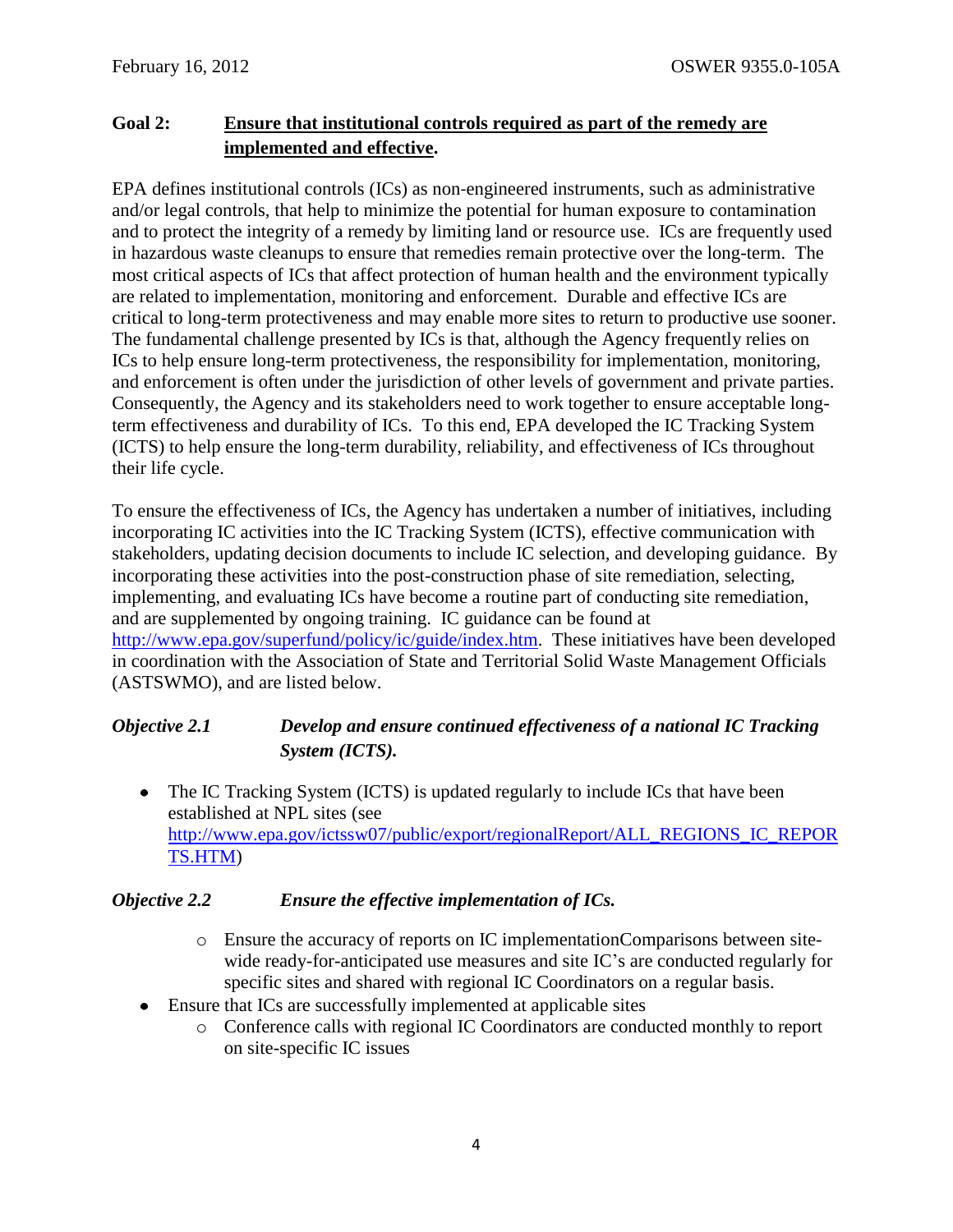## Goal 2: Ensure that institutional controls required as part of the remedy are implemented and effective.

EPA defines institutional controls (ICs) as non-engineered instruments, such as administrative and/or legal controls, that help to minimize the potential for human exposure to contamination and to protect the integrity of a remedy by limiting land or resource use. ICs are frequently used in hazardous waste cleanups to ensure that remedies remain protective over the long-term. The most critical aspects of ICs that affect protection of human health and the environment typically are related to implementation, monitoring and enforcement. Durable and effective ICs are critical to long-term protectiveness and may enable more sites to return to productive use sooner. The fundamental challenge presented by ICs is that, although the Agency frequently relies on ICs to help ensure long-term protectiveness, the responsibility for implementation, monitoring, and enforcement is often under the jurisdiction of other levels of government and private parties. Consequently, the Agency and its stakeholders need to work together to ensure acceptable long-term effectiveness and durability of ICs. To this end, EPA developed the IC Tracking System (ICTS) to help ensure the long-term durability, reliability, and effectiveness of ICs throughout their life cycle.

To ensure the effectiveness of ICs, the Agency has undertaken a number of initiatives, including incorporating IC activities into the IC Tracking System (ICTS), effective communication with stakeholders, updating decision documents to include IC selection, and developing guidance. By incorporating these activities into the post-construction phase of site remediation, selecting, implementing, and evaluating ICs have become a routine part of conducting site remediation, and are supplemented by ongoing training. IC guidance can be found at http://www.epa.gov/superfund/policy/ic/guide/index.htm. These initiatives have been developed in coordination with the Association of State and Territorial Solid Waste Management Officials (ASTSWMO), and are listed below.

### *Objective 2.1 Develop and ensure continued effectiveness of a national IC Tracking System (ICTS).*

- The IC Tracking System (ICTS) is updated regularly to include ICs that have been established at NPL sites (see http://www.epa.gov/ictssw07/public/export/regionalReport/ALL_REGIONS_IC_REPORTS.HTM)

### *Objective 2.2 Ensure the effective implementation of ICs.*

- Ensure the accuracy of reports on IC implementationComparisons between site-wide ready-for-anticipated use measures and site IC's are conducted regularly for specific sites and shared with regional IC Coordinators on a regular basis.
- Ensure that ICs are successfully implemented at applicable sites
  - Conference calls with regional IC Coordinators are conducted monthly to report on site-specific IC issues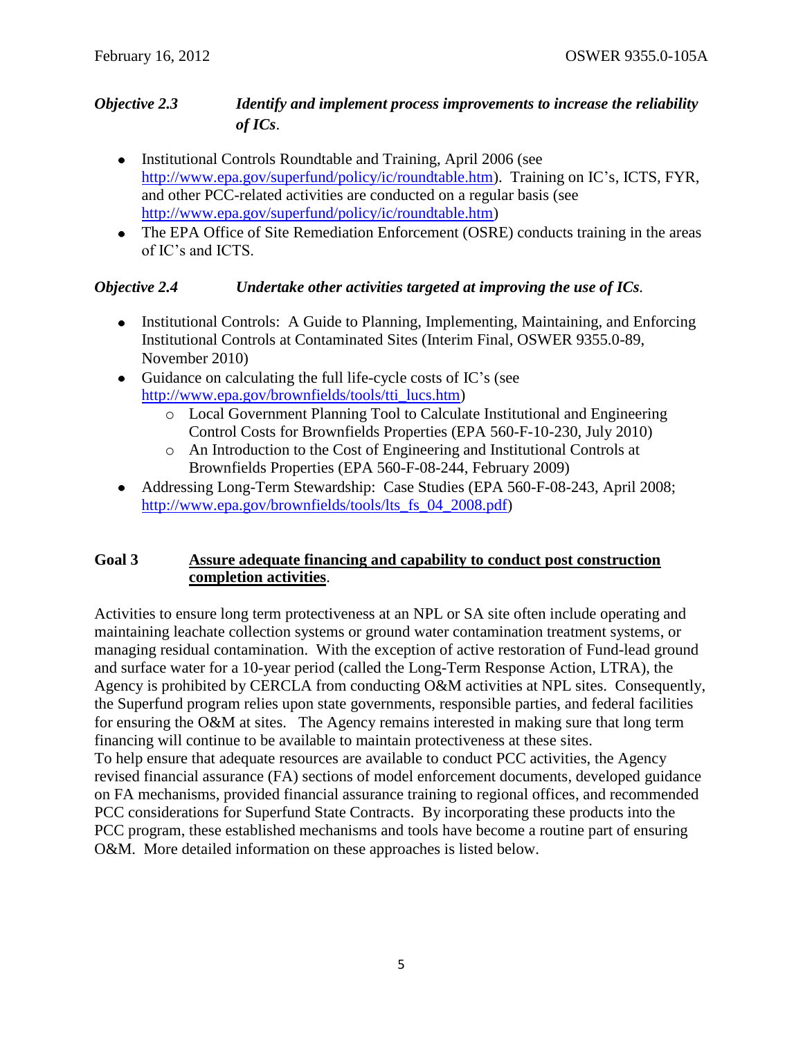***Objective 2.3 Identify and implement process improvements to increase the reliability of ICs*.**

- Institutional Controls Roundtable and Training, April 2006 (see http://www.epa.gov/superfund/policy/ic/roundtable.htm). Training on IC's, ICTS, FYR, and other PCC-related activities are conducted on a regular basis (see http://www.epa.gov/superfund/policy/ic/roundtable.htm)
- The EPA Office of Site Remediation Enforcement (OSRE) conducts training in the areas of IC's and ICTS.

***Objective 2.4 Undertake other activities targeted at improving the use of ICs*.**

- Institutional Controls: A Guide to Planning, Implementing, Maintaining, and Enforcing Institutional Controls at Contaminated Sites (Interim Final, OSWER 9355.0-89, November 2010)
- Guidance on calculating the full life-cycle costs of IC's (see http://www.epa.gov/brownfields/tools/tti_lucs.htm)
  - Local Government Planning Tool to Calculate Institutional and Engineering Control Costs for Brownfields Properties (EPA 560-F-10-230, July 2010)
  - An Introduction to the Cost of Engineering and Institutional Controls at Brownfields Properties (EPA 560-F-08-244, February 2009)
- Addressing Long-Term Stewardship: Case Studies (EPA 560-F-08-243, April 2008; http://www.epa.gov/brownfields/tools/lts_fs_04_2008.pdf)

## Goal 3 Assure adequate financing and capability to conduct post construction completion activities.

Activities to ensure long term protectiveness at an NPL or SA site often include operating and maintaining leachate collection systems or ground water contamination treatment systems, or managing residual contamination. With the exception of active restoration of Fund-lead ground and surface water for a 10-year period (called the Long-Term Response Action, LTRA), the Agency is prohibited by CERCLA from conducting O&M activities at NPL sites. Consequently, the Superfund program relies upon state governments, responsible parties, and federal facilities for ensuring the O&M at sites. The Agency remains interested in making sure that long term financing will continue to be available to maintain protectiveness at these sites.
To help ensure that adequate resources are available to conduct PCC activities, the Agency revised financial assurance (FA) sections of model enforcement documents, developed guidance on FA mechanisms, provided financial assurance training to regional offices, and recommended PCC considerations for Superfund State Contracts. By incorporating these products into the PCC program, these established mechanisms and tools have become a routine part of ensuring O&M. More detailed information on these approaches is listed below.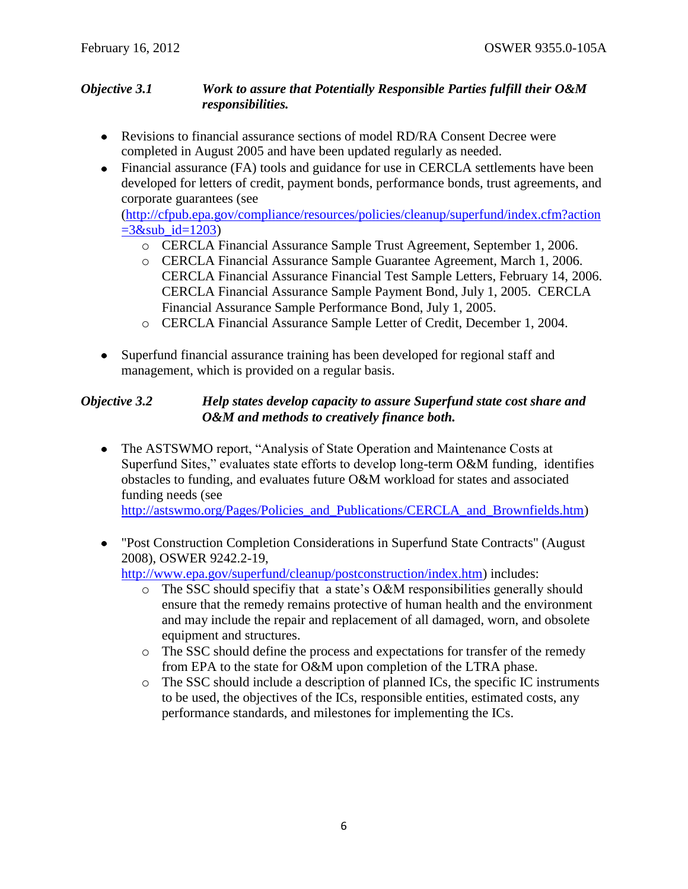### *Objective 3.1* *Work to assure that Potentially Responsible Parties fulfill their O&M responsibilities.*

- Revisions to financial assurance sections of model RD/RA Consent Decree were completed in August 2005 and have been updated regularly as needed.
- Financial assurance (FA) tools and guidance for use in CERCLA settlements have been developed for letters of credit, payment bonds, performance bonds, trust agreements, and corporate guarantees (see (http://cfpub.epa.gov/compliance/resources/policies/cleanup/superfund/index.cfm?action=3&sub_id=1203)
  - CERCLA Financial Assurance Sample Trust Agreement, September 1, 2006.
  - CERCLA Financial Assurance Sample Guarantee Agreement, March 1, 2006. CERCLA Financial Assurance Financial Test Sample Letters, February 14, 2006. CERCLA Financial Assurance Sample Payment Bond, July 1, 2005. CERCLA Financial Assurance Sample Performance Bond, July 1, 2005.
  - CERCLA Financial Assurance Sample Letter of Credit, December 1, 2004.
- Superfund financial assurance training has been developed for regional staff and management, which is provided on a regular basis.

### *Objective 3.2* *Help states develop capacity to assure Superfund state cost share and O&M and methods to creatively finance both.*

- The ASTSWMO report, "Analysis of State Operation and Maintenance Costs at Superfund Sites," evaluates state efforts to develop long-term O&M funding, identifies obstacles to funding, and evaluates future O&M workload for states and associated funding needs (see http://astswmo.org/Pages/Policies_and_Publications/CERCLA_and_Brownfields.htm)
- "Post Construction Completion Considerations in Superfund State Contracts" (August 2008), OSWER 9242.2-19, http://www.epa.gov/superfund/cleanup/postconstruction/index.htm) includes:
  - The SSC should specifiy that a state's O&M responsibilities generally should ensure that the remedy remains protective of human health and the environment and may include the repair and replacement of all damaged, worn, and obsolete equipment and structures.
  - The SSC should define the process and expectations for transfer of the remedy from EPA to the state for O&M upon completion of the LTRA phase.
  - The SSC should include a description of planned ICs, the specific IC instruments to be used, the objectives of the ICs, responsible entities, estimated costs, any performance standards, and milestones for implementing the ICs.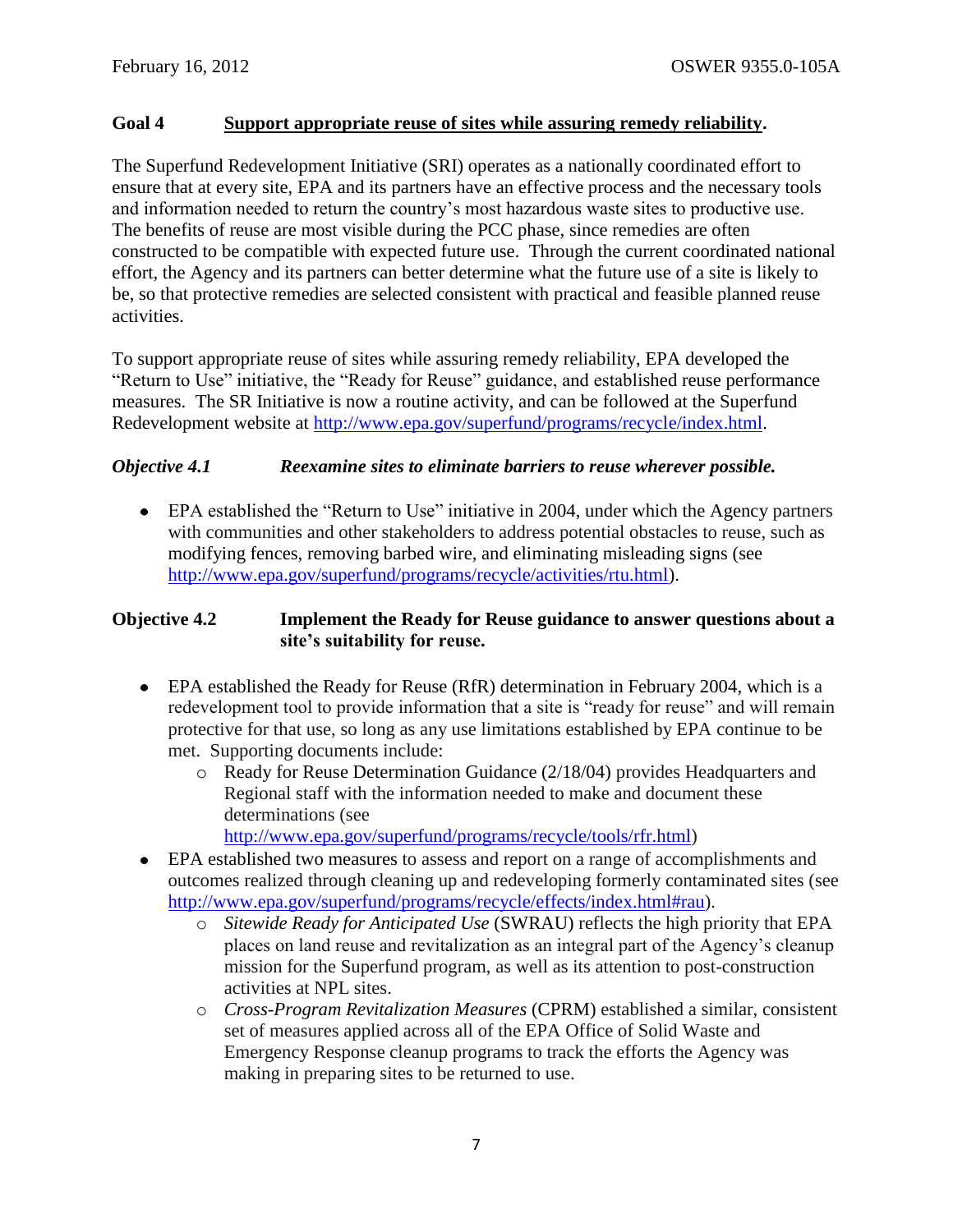## Goal 4 Support appropriate reuse of sites while assuring remedy reliability.

The Superfund Redevelopment Initiative (SRI) operates as a nationally coordinated effort to ensure that at every site, EPA and its partners have an effective process and the necessary tools and information needed to return the country's most hazardous waste sites to productive use. The benefits of reuse are most visible during the PCC phase, since remedies are often constructed to be compatible with expected future use. Through the current coordinated national effort, the Agency and its partners can better determine what the future use of a site is likely to be, so that protective remedies are selected consistent with practical and feasible planned reuse activities.

To support appropriate reuse of sites while assuring remedy reliability, EPA developed the "Return to Use" initiative, the "Ready for Reuse" guidance, and established reuse performance measures. The SR Initiative is now a routine activity, and can be followed at the Superfund Redevelopment website at http://www.epa.gov/superfund/programs/recycle/index.html.

### *Objective 4.1 Reexamine sites to eliminate barriers to reuse wherever possible.*

- EPA established the "Return to Use" initiative in 2004, under which the Agency partners with communities and other stakeholders to address potential obstacles to reuse, such as modifying fences, removing barbed wire, and eliminating misleading signs (see http://www.epa.gov/superfund/programs/recycle/activities/rtu.html).

### Objective 4.2 Implement the Ready for Reuse guidance to answer questions about a site's suitability for reuse.

- EPA established the Ready for Reuse (RfR) determination in February 2004, which is a redevelopment tool to provide information that a site is "ready for reuse" and will remain protective for that use, so long as any use limitations established by EPA continue to be met. Supporting documents include:
  - Ready for Reuse Determination Guidance (2/18/04) provides Headquarters and Regional staff with the information needed to make and document these determinations (see http://www.epa.gov/superfund/programs/recycle/tools/rfr.html)
- EPA established two measures to assess and report on a range of accomplishments and outcomes realized through cleaning up and redeveloping formerly contaminated sites (see http://www.epa.gov/superfund/programs/recycle/effects/index.html#rau).
  - *Sitewide Ready for Anticipated Use* (SWRAU) reflects the high priority that EPA places on land reuse and revitalization as an integral part of the Agency's cleanup mission for the Superfund program, as well as its attention to post-construction activities at NPL sites.
  - *Cross-Program Revitalization Measures* (CPRM) established a similar, consistent set of measures applied across all of the EPA Office of Solid Waste and Emergency Response cleanup programs to track the efforts the Agency was making in preparing sites to be returned to use.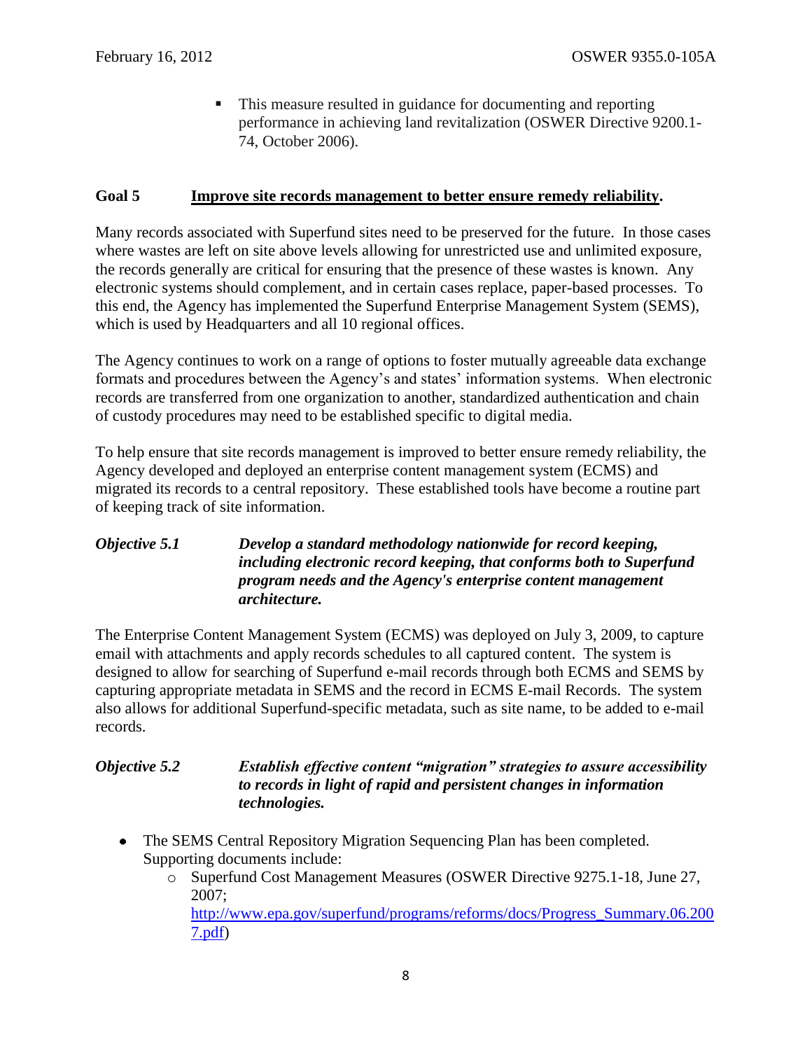- This measure resulted in guidance for documenting and reporting performance in achieving land revitalization (OSWER Directive 9200.1-74, October 2006).

**Goal 5 <u>Improve site records management to better ensure remedy reliability</u>.**

Many records associated with Superfund sites need to be preserved for the future. In those cases where wastes are left on site above levels allowing for unrestricted use and unlimited exposure, the records generally are critical for ensuring that the presence of these wastes is known. Any electronic systems should complement, and in certain cases replace, paper-based processes. To this end, the Agency has implemented the Superfund Enterprise Management System (SEMS), which is used by Headquarters and all 10 regional offices.

The Agency continues to work on a range of options to foster mutually agreeable data exchange formats and procedures between the Agency's and states' information systems. When electronic records are transferred from one organization to another, standardized authentication and chain of custody procedures may need to be established specific to digital media.

To help ensure that site records management is improved to better ensure remedy reliability, the Agency developed and deployed an enterprise content management system (ECMS) and migrated its records to a central repository. These established tools have become a routine part of keeping track of site information.

***Objective 5.1 Develop a standard methodology nationwide for record keeping, including electronic record keeping, that conforms both to Superfund program needs and the Agency's enterprise content management architecture.***

The Enterprise Content Management System (ECMS) was deployed on July 3, 2009, to capture email with attachments and apply records schedules to all captured content. The system is designed to allow for searching of Superfund e-mail records through both ECMS and SEMS by capturing appropriate metadata in SEMS and the record in ECMS E-mail Records. The system also allows for additional Superfund-specific metadata, such as site name, to be added to e-mail records.

***Objective 5.2 Establish effective content "migration" strategies to assure accessibility to records in light of rapid and persistent changes in information technologies.***

- The SEMS Central Repository Migration Sequencing Plan has been completed. Supporting documents include:
  - Superfund Cost Management Measures (OSWER Directive 9275.1-18, June 27, 2007; http://www.epa.gov/superfund/programs/reforms/docs/Progress_Summary.06.2007.pdf)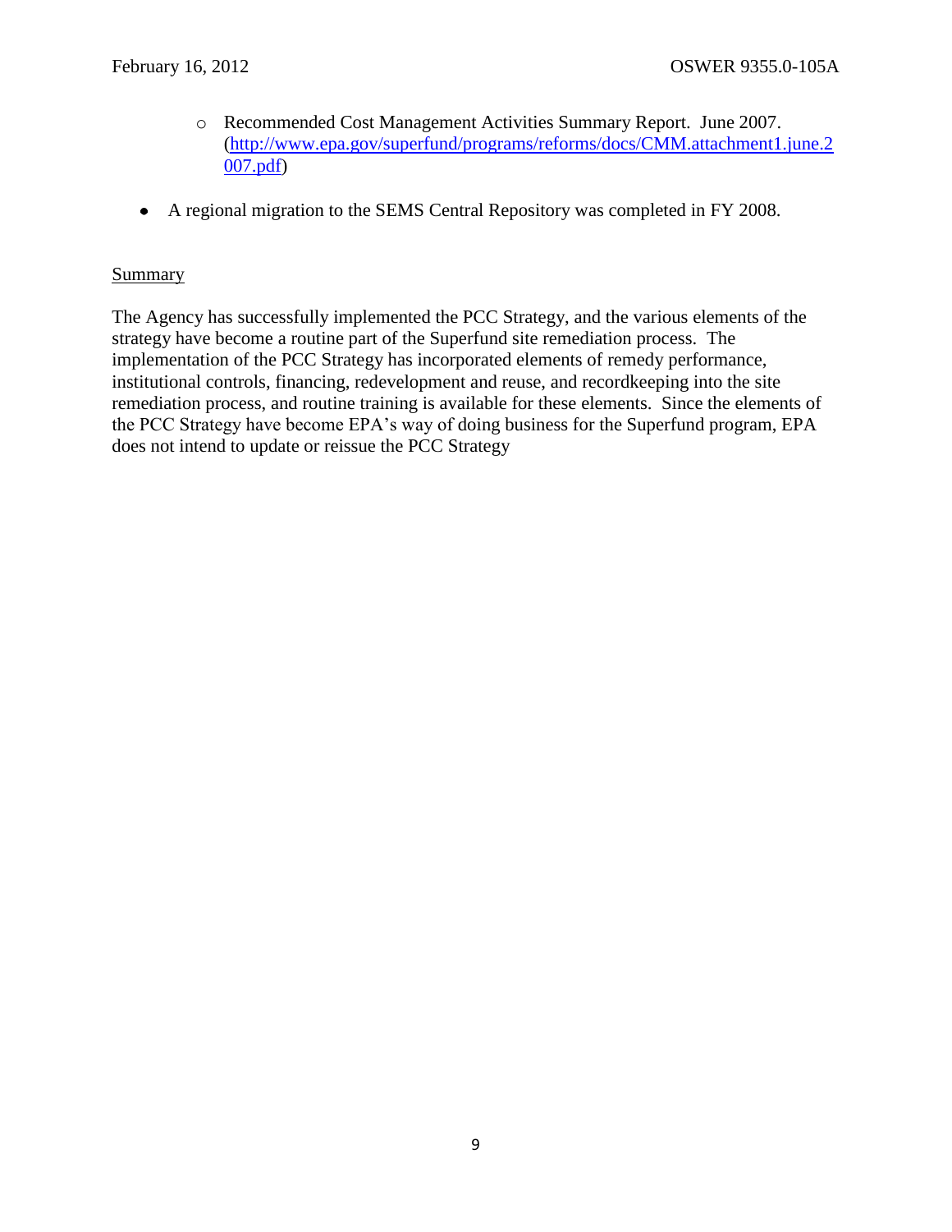- Recommended Cost Management Activities Summary Report. June 2007. (http://www.epa.gov/superfund/programs/reforms/docs/CMM.attachment1.june.2007.pdf)

- A regional migration to the SEMS Central Repository was completed in FY 2008.

<u>Summary</u>

The Agency has successfully implemented the PCC Strategy, and the various elements of the strategy have become a routine part of the Superfund site remediation process. The implementation of the PCC Strategy has incorporated elements of remedy performance, institutional controls, financing, redevelopment and reuse, and recordkeeping into the site remediation process, and routine training is available for these elements. Since the elements of the PCC Strategy have become EPA's way of doing business for the Superfund program, EPA does not intend to update or reissue the PCC Strategy